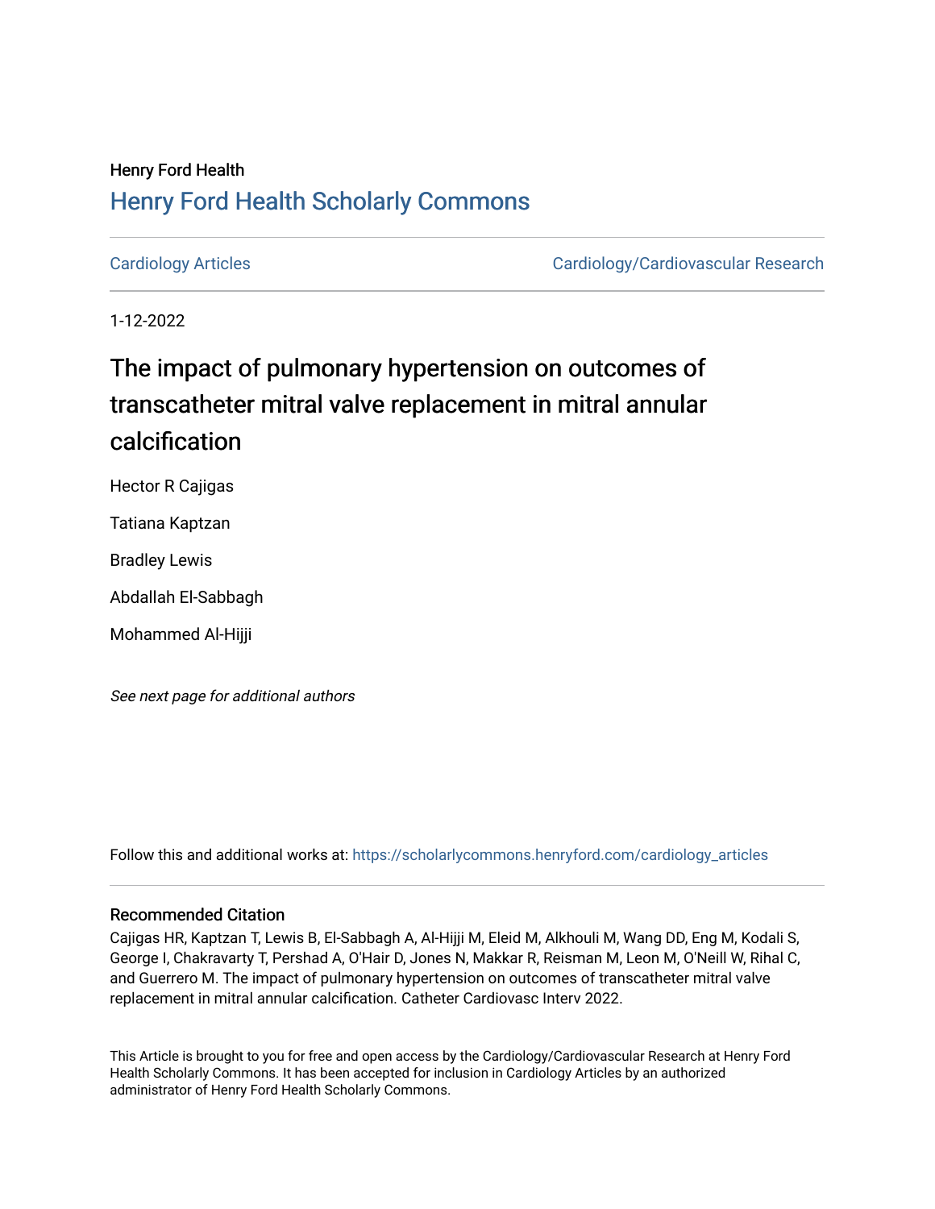Henry Ford Health

# Henry Ford Health Scholarly Commons

Cardiology Articles

Cardiology/Cardiovascular Research

1-12-2022

# The impact of pulmonary hypertension on outcomes of transcatheter mitral valve replacement in mitral annular calcification

Hector R Cajigas

Tatiana Kaptzan

Bradley Lewis

Abdallah El-Sabbagh

Mohammed Al-Hijji

*See next page for additional authors*

Follow this and additional works at: https://scholarlycommons.henryford.com/cardiology_articles

## Recommended Citation

Cajigas HR, Kaptzan T, Lewis B, El-Sabbagh A, Al-Hijji M, Eleid M, Alkhouli M, Wang DD, Eng M, Kodali S, George I, Chakravarty T, Pershad A, O'Hair D, Jones N, Makkar R, Reisman M, Leon M, O'Neill W, Rihal C, and Guerrero M. The impact of pulmonary hypertension on outcomes of transcatheter mitral valve replacement in mitral annular calcification. Catheter Cardiovasc Interv 2022.

This Article is brought to you for free and open access by the Cardiology/Cardiovascular Research at Henry Ford Health Scholarly Commons. It has been accepted for inclusion in Cardiology Articles by an authorized administrator of Henry Ford Health Scholarly Commons.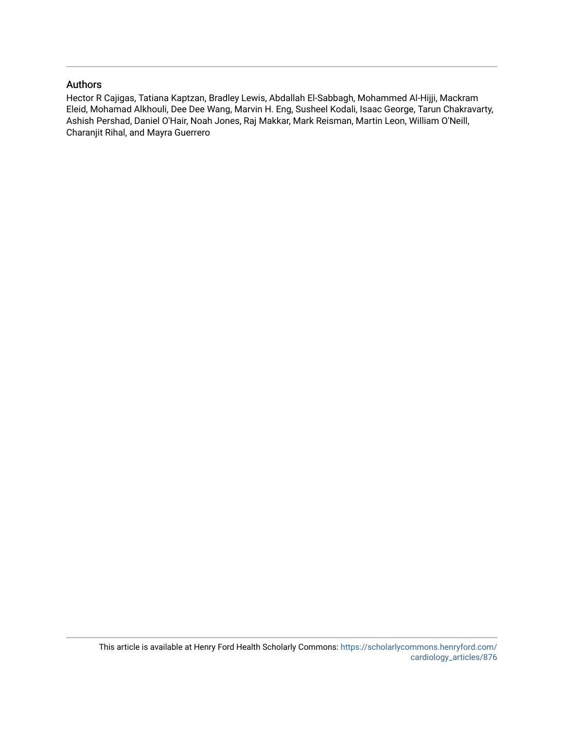## Authors

Hector R Cajigas, Tatiana Kaptzan, Bradley Lewis, Abdallah El-Sabbagh, Mohammed Al-Hijji, Mackram Eleid, Mohamad Alkhouli, Dee Dee Wang, Marvin H. Eng, Susheel Kodali, Isaac George, Tarun Chakravarty, Ashish Pershad, Daniel O'Hair, Noah Jones, Raj Makkar, Mark Reisman, Martin Leon, William O'Neill, Charanjit Rihal, and Mayra Guerrero

This article is available at Henry Ford Health Scholarly Commons: https://scholarlycommons.henryford.com/cardiology_articles/876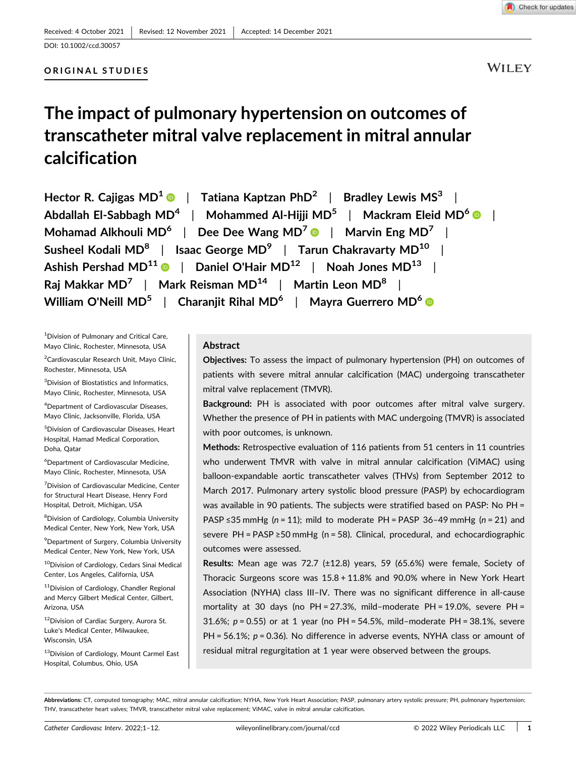Received: 4 October 2021 | Revised: 12 November 2021 | Accepted: 14 December 2021

DOI: 10.1002/ccd.30057

ORIGINAL STUDIES

# The impact of pulmonary hypertension on outcomes of transcatheter mitral valve replacement in mitral annular calcification

Hector R. Cajigas MD[1] | Tatiana Kaptzan PhD[2] | Bradley Lewis MS[3] | Abdallah El-Sabbagh MD[4] | Mohammed Al-Hijji MD[5] | Mackram Eleid MD[6] | Mohamad Alkhouli MD[6] | Dee Dee Wang MD[7] | Marvin Eng MD[7] | Susheel Kodali MD[8] | Isaac George MD[9] | Tarun Chakravarty MD[10] | Ashish Pershad MD[11] | Daniel O'Hair MD[12] | Noah Jones MD[13] | Raj Makkar MD[7] | Mark Reisman MD[14] | Martin Leon MD[8] | William O'Neill MD[5] | Charanjit Rihal MD[6] | Mayra Guerrero MD[6]

[1]Division of Pulmonary and Critical Care, Mayo Clinic, Rochester, Minnesota, USA

[2]Cardiovascular Research Unit, Mayo Clinic, Rochester, Minnesota, USA

[3]Division of Biostatistics and Informatics, Mayo Clinic, Rochester, Minnesota, USA

[4]Department of Cardiovascular Diseases, Mayo Clinic, Jacksonville, Florida, USA

[5]Division of Cardiovascular Diseases, Heart Hospital, Hamad Medical Corporation, Doha, Qatar

[6]Department of Cardiovascular Medicine, Mayo Clinic, Rochester, Minnesota, USA

[7]Division of Cardiovascular Medicine, Center for Structural Heart Disease, Henry Ford Hospital, Detroit, Michigan, USA

[8]Division of Cardiology, Columbia University Medical Center, New York, New York, USA

[9]Department of Surgery, Columbia University Medical Center, New York, New York, USA

[10]Division of Cardiology, Cedars Sinai Medical Center, Los Angeles, California, USA

[11]Division of Cardiology, Chandler Regional and Mercy Gilbert Medical Center, Gilbert, Arizona, USA

[12]Division of Cardiac Surgery, Aurora St. Luke's Medical Center, Milwaukee, Wisconsin, USA

[13]Division of Cardiology, Mount Carmel East Hospital, Columbus, Ohio, USA

## Abstract

**Objectives:** To assess the impact of pulmonary hypertension (PH) on outcomes of patients with severe mitral annular calcification (MAC) undergoing transcatheter mitral valve replacement (TMVR).

**Background:** PH is associated with poor outcomes after mitral valve surgery. Whether the presence of PH in patients with MAC undergoing (TMVR) is associated with poor outcomes, is unknown.

**Methods:** Retrospective evaluation of 116 patients from 51 centers in 11 countries who underwent TMVR with valve in mitral annular calcification (ViMAC) using balloon-expandable aortic transcatheter valves (THVs) from September 2012 to March 2017. Pulmonary artery systolic blood pressure (PASP) by echocardiogram was available in 90 patients. The subjects were stratified based on PASP: No PH = PASP ≤35 mmHg ($n$ = 11); mild to moderate PH = PASP 36–49 mmHg ($n$ = 21) and severe PH = PASP ≥50 mmHg (n = 58). Clinical, procedural, and echocardiographic outcomes were assessed.

**Results:** Mean age was 72.7 (±12.8) years, 59 (65.6%) were female, Society of Thoracic Surgeons score was 15.8 + 11.8% and 90.0% where in New York Heart Association (NYHA) class III–IV. There was no significant difference in all-cause mortality at 30 days (no PH = 27.3%, mild–moderate PH = 19.0%, severe PH = 31.6%; $p$ = 0.55) or at 1 year (no PH = 54.5%, mild–moderate PH = 38.1%, severe PH = 56.1%; $p$ = 0.36). No difference in adverse events, NYHA class or amount of residual mitral regurgitation at 1 year were observed between the groups.

**Abbreviations:** CT, computed tomography; MAC, mitral annular calcification; NYHA, New York Heart Association; PASP, pulmonary artery systolic pressure; PH, pulmonary hypertension; THV, transcatheter heart valves; TMVR, transcatheter mitral valve replacement; ViMAC, valve in mitral annular calcification.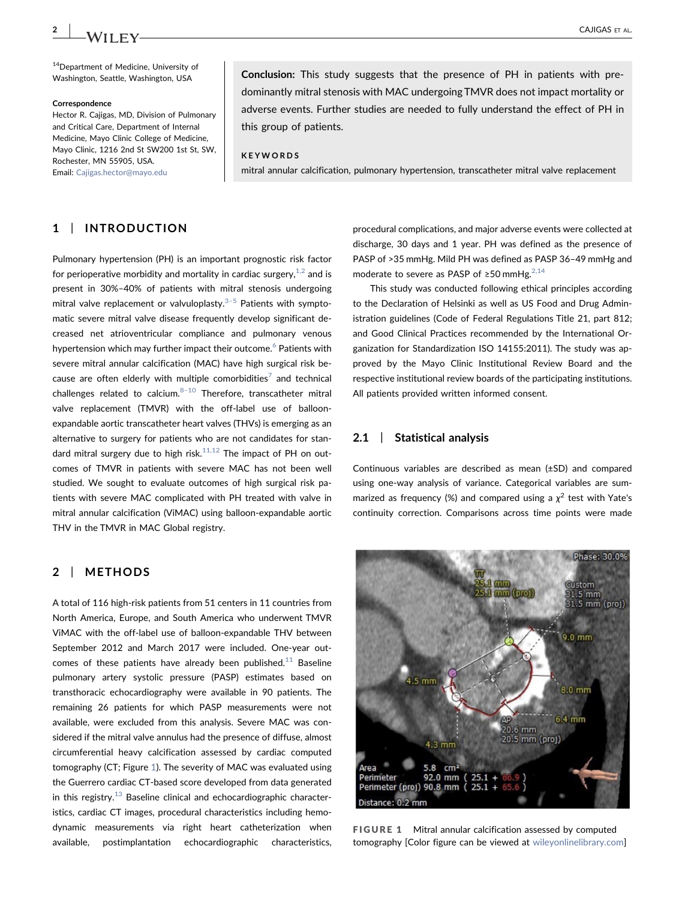[14]Department of Medicine, University of Washington, Seattle, Washington, USA

**Correspondence**
Hector R. Cajigas, MD, Division of Pulmonary and Critical Care, Department of Internal Medicine, Mayo Clinic College of Medicine, Mayo Clinic, 1216 2nd St SW200 1st St, SW, Rochester, MN 55905, USA.
Email: Cajigas.hector@mayo.edu

**Conclusion:** This study suggests that the presence of PH in patients with predominantly mitral stenosis with MAC undergoing TMVR does not impact mortality or adverse events. Further studies are needed to fully understand the effect of PH in this group of patients.

**KEYWORDS**

mitral annular calcification, pulmonary hypertension, transcatheter mitral valve replacement

## 1 | INTRODUCTION

Pulmonary hypertension (PH) is an important prognostic risk factor for perioperative morbidity and mortality in cardiac surgery,[1,2] and is present in 30%–40% of patients with mitral stenosis undergoing mitral valve replacement or valvuloplasty.[3–5] Patients with symptomatic severe mitral valve disease frequently develop significant decreased net atrioventricular compliance and pulmonary venous hypertension which may further impact their outcome.[6] Patients with severe mitral annular calcification (MAC) have high surgical risk because are often elderly with multiple comorbidities[7] and technical challenges related to calcium.[8–10] Therefore, transcatheter mitral valve replacement (TMVR) with the off-label use of balloon-expandable aortic transcatheter heart valves (THVs) is emerging as an alternative to surgery for patients who are not candidates for standard mitral surgery due to high risk.[11,12] The impact of PH on outcomes of TMVR in patients with severe MAC has not been well studied. We sought to evaluate outcomes of high surgical risk patients with severe MAC complicated with PH treated with valve in mitral annular calcification (ViMAC) using balloon-expandable aortic THV in the TMVR in MAC Global registry.

## 2 | METHODS

A total of 116 high-risk patients from 51 centers in 11 countries from North America, Europe, and South America who underwent TMVR ViMAC with the off-label use of balloon-expandable THV between September 2012 and March 2017 were included. One-year outcomes of these patients have already been published.[11] Baseline pulmonary artery systolic pressure (PASP) estimates based on transthoracic echocardiography were available in 90 patients. The remaining 26 patients for which PASP measurements were not available, were excluded from this analysis. Severe MAC was considered if the mitral valve annulus had the presence of diffuse, almost circumferential heavy calcification assessed by cardiac computed tomography (CT; Figure 1). The severity of MAC was evaluated using the Guerrero cardiac CT-based score developed from data generated in this registry.[13] Baseline clinical and echocardiographic characteristics, cardiac CT images, procedural characteristics including hemodynamic measurements via right heart catheterization when available, postimplantation echocardiographic characteristics, procedural complications, and major adverse events were collected at discharge, 30 days and 1 year. PH was defined as the presence of PASP of >35 mmHg. Mild PH was defined as PASP 36–49 mmHg and moderate to severe as PASP of ≥50 mmHg.[2,14]

This study was conducted following ethical principles according to the Declaration of Helsinki as well as US Food and Drug Administration guidelines (Code of Federal Regulations Title 21, part 812; and Good Clinical Practices recommended by the International Organization for Standardization ISO 14155:2011). The study was approved by the Mayo Clinic Institutional Review Board and the respective institutional review boards of the participating institutions. All patients provided written informed consent.

### 2.1 | Statistical analysis

Continuous variables are described as mean (±SD) and compared using one-way analysis of variance. Categorical variables are summarized as frequency (%) and compared using a $\chi^2$ test with Yate's continuity correction. Comparisons across time points were made

FIGURE 1 Mitral annular calcification assessed by computed tomography [Color figure can be viewed at wileyonlinelibrary.com]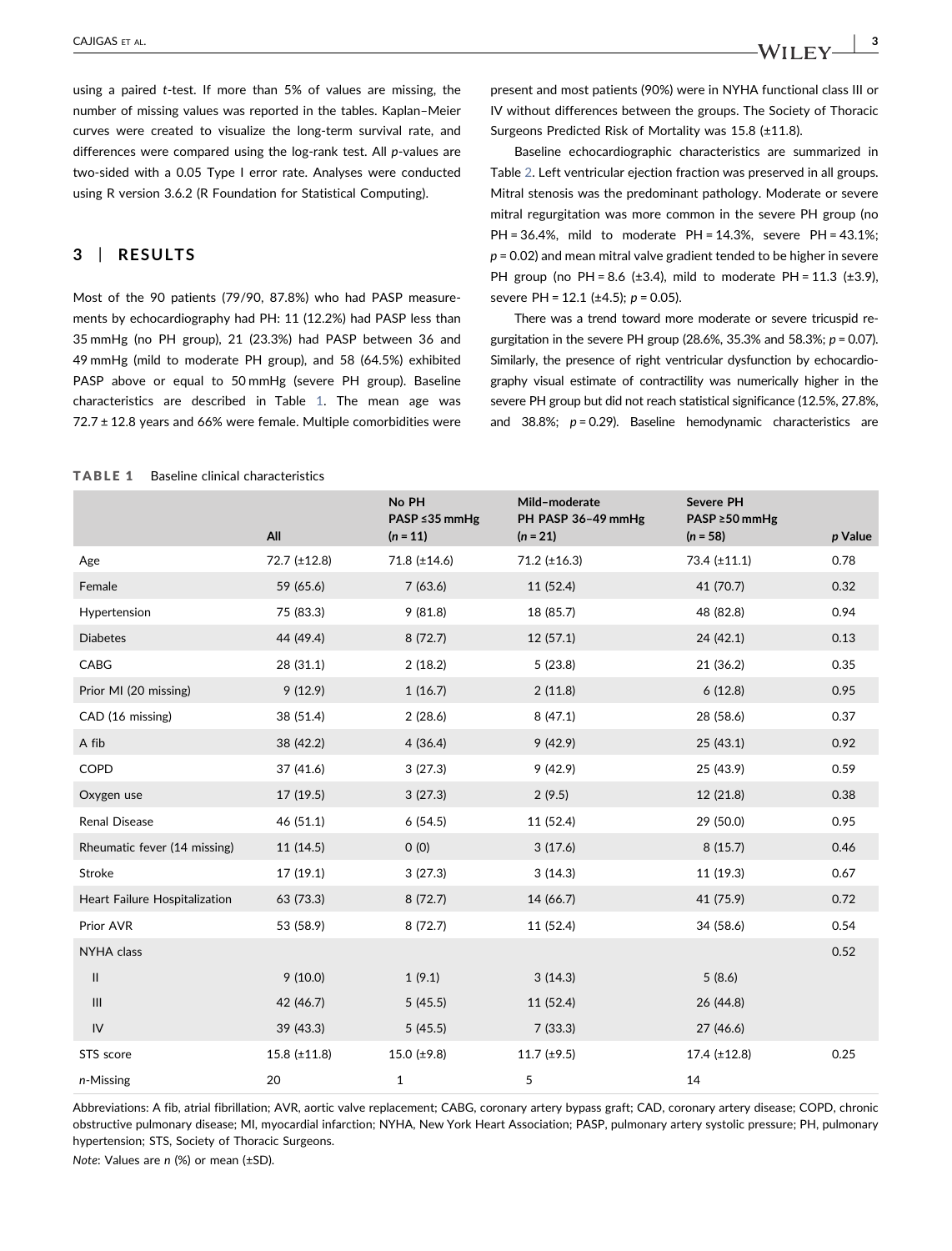using a paired *t*-test. If more than 5% of values are missing, the number of missing values was reported in the tables. Kaplan–Meier curves were created to visualize the long-term survival rate, and differences were compared using the log-rank test. All *p*-values are two-sided with a 0.05 Type I error rate. Analyses were conducted using R version 3.6.2 (R Foundation for Statistical Computing).

## 3 | RESULTS

Most of the 90 patients (79/90, 87.8%) who had PASP measurements by echocardiography had PH: 11 (12.2%) had PASP less than 35 mmHg (no PH group), 21 (23.3%) had PASP between 36 and 49 mmHg (mild to moderate PH group), and 58 (64.5%) exhibited PASP above or equal to 50 mmHg (severe PH group). Baseline characteristics are described in Table 1. The mean age was 72.7 ± 12.8 years and 66% were female. Multiple comorbidities were present and most patients (90%) were in NYHA functional class III or IV without differences between the groups. The Society of Thoracic Surgeons Predicted Risk of Mortality was 15.8 (±11.8).

Baseline echocardiographic characteristics are summarized in Table 2. Left ventricular ejection fraction was preserved in all groups. Mitral stenosis was the predominant pathology. Moderate or severe mitral regurgitation was more common in the severe PH group (no PH = 36.4%, mild to moderate PH = 14.3%, severe PH = 43.1%; $p = 0.02$) and mean mitral valve gradient tended to be higher in severe PH group (no PH = 8.6 (±3.4), mild to moderate PH = 11.3 (±3.9), severe PH = 12.1 (±4.5); $p = 0.05$).

There was a trend toward more moderate or severe tricuspid regurgitation in the severe PH group (28.6%, 35.3% and 58.3%; $p = 0.07$). Similarly, the presence of right ventricular dysfunction by echocardiography visual estimate of contractility was numerically higher in the severe PH group but did not reach statistical significance (12.5%, 27.8%, and 38.8%; $p = 0.29$). Baseline hemodynamic characteristics are

**TABLE 1** Baseline clinical characteristics

| | All | No PH PASP ≤35 mmHg (*n* = 11) | Mild–moderate PH PASP 36–49 mmHg (*n* = 21) | Severe PH PASP ≥50 mmHg (*n* = 58) | *p* Value |
|---|---|---|---|---|---|
| Age | 72.7 (±12.8) | 71.8 (±14.6) | 71.2 (±16.3) | 73.4 (±11.1) | 0.78 |
| Female | 59 (65.6) | 7 (63.6) | 11 (52.4) | 41 (70.7) | 0.32 |
| Hypertension | 75 (83.3) | 9 (81.8) | 18 (85.7) | 48 (82.8) | 0.94 |
| Diabetes | 44 (49.4) | 8 (72.7) | 12 (57.1) | 24 (42.1) | 0.13 |
| CABG | 28 (31.1) | 2 (18.2) | 5 (23.8) | 21 (36.2) | 0.35 |
| Prior MI (20 missing) | 9 (12.9) | 1 (16.7) | 2 (11.8) | 6 (12.8) | 0.95 |
| CAD (16 missing) | 38 (51.4) | 2 (28.6) | 8 (47.1) | 28 (58.6) | 0.37 |
| A fib | 38 (42.2) | 4 (36.4) | 9 (42.9) | 25 (43.1) | 0.92 |
| COPD | 37 (41.6) | 3 (27.3) | 9 (42.9) | 25 (43.9) | 0.59 |
| Oxygen use | 17 (19.5) | 3 (27.3) | 2 (9.5) | 12 (21.8) | 0.38 |
| Renal Disease | 46 (51.1) | 6 (54.5) | 11 (52.4) | 29 (50.0) | 0.95 |
| Rheumatic fever (14 missing) | 11 (14.5) | 0 (0) | 3 (17.6) | 8 (15.7) | 0.46 |
| Stroke | 17 (19.1) | 3 (27.3) | 3 (14.3) | 11 (19.3) | 0.67 |
| Heart Failure Hospitalization | 63 (73.3) | 8 (72.7) | 14 (66.7) | 41 (75.9) | 0.72 |
| Prior AVR | 53 (58.9) | 8 (72.7) | 11 (52.4) | 34 (58.6) | 0.54 |
| NYHA class | | | | | 0.52 |
| II | 9 (10.0) | 1 (9.1) | 3 (14.3) | 5 (8.6) | |
| III | 42 (46.7) | 5 (45.5) | 11 (52.4) | 26 (44.8) | |
| IV | 39 (43.3) | 5 (45.5) | 7 (33.3) | 27 (46.6) | |
| STS score | 15.8 (±11.8) | 15.0 (±9.8) | 11.7 (±9.5) | 17.4 (±12.8) | 0.25 |
| *n*-Missing | 20 | 1 | 5 | 14 | |

Abbreviations: A fib, atrial fibrillation; AVR, aortic valve replacement; CABG, coronary artery bypass graft; CAD, coronary artery disease; COPD, chronic obstructive pulmonary disease; MI, myocardial infarction; NYHA, New York Heart Association; PASP, pulmonary artery systolic pressure; PH, pulmonary hypertension; STS, Society of Thoracic Surgeons.

*Note*: Values are *n* (%) or mean (±SD).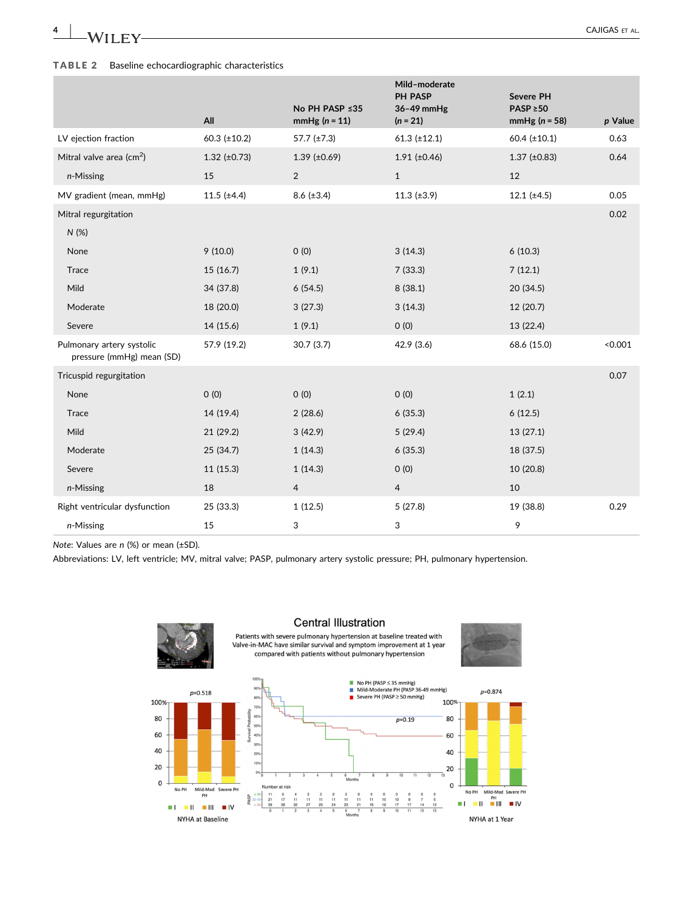**TABLE 2** Baseline echocardiographic characteristics

| | All | No PH PASP ≤35 mmHg ($n$ = 11) | Mild–moderate PH PASP 36–49 mmHg ($n$ = 21) | Severe PH PASP ≥50 mmHg ($n$ = 58) | $p$ Value |
|---|---|---|---|---|---|
| LV ejection fraction | 60.3 (±10.2) | 57.7 (±7.3) | 61.3 (±12.1) | 60.4 (±10.1) | 0.63 |
| Mitral valve area (cm$^2$) | 1.32 (±0.73) | 1.39 (±0.69) | 1.91 (±0.46) | 1.37 (±0.83) | 0.64 |
| *n*-Missing | 15 | 2 | 1 | 12 | |
| MV gradient (mean, mmHg) | 11.5 (±4.4) | 8.6 (±3.4) | 11.3 (±3.9) | 12.1 (±4.5) | 0.05 |
| Mitral regurgitation | | | | | 0.02 |
| *N* (%) | | | | | |
| None | 9 (10.0) | 0 (0) | 3 (14.3) | 6 (10.3) | |
| Trace | 15 (16.7) | 1 (9.1) | 7 (33.3) | 7 (12.1) | |
| Mild | 34 (37.8) | 6 (54.5) | 8 (38.1) | 20 (34.5) | |
| Moderate | 18 (20.0) | 3 (27.3) | 3 (14.3) | 12 (20.7) | |
| Severe | 14 (15.6) | 1 (9.1) | 0 (0) | 13 (22.4) | |
| Pulmonary artery systolic pressure (mmHg) mean (SD) | 57.9 (19.2) | 30.7 (3.7) | 42.9 (3.6) | 68.6 (15.0) | <0.001 |
| Tricuspid regurgitation | | | | | 0.07 |
| None | 0 (0) | 0 (0) | 0 (0) | 1 (2.1) | |
| Trace | 14 (19.4) | 2 (28.6) | 6 (35.3) | 6 (12.5) | |
| Mild | 21 (29.2) | 3 (42.9) | 5 (29.4) | 13 (27.1) | |
| Moderate | 25 (34.7) | 1 (14.3) | 6 (35.3) | 18 (37.5) | |
| Severe | 11 (15.3) | 1 (14.3) | 0 (0) | 10 (20.8) | |
| *n*-Missing | 18 | 4 | 4 | 10 | |
| Right ventricular dysfunction | 25 (33.3) | 1 (12.5) | 5 (27.8) | 19 (38.8) | 0.29 |
| *n*-Missing | 15 | 3 | 3 | 9 | |

*Note*: Values are *n* (%) or mean (±SD).

Abbreviations: LV, left ventricle; MV, mitral valve; PASP, pulmonary artery systolic pressure; PH, pulmonary hypertension.

Central Illustration

Patients with severe pulmonary hypertension at baseline treated with Valve-in-MAC have similar survival and symptom improvement at 1 year compared with patients without pulmonary hypertension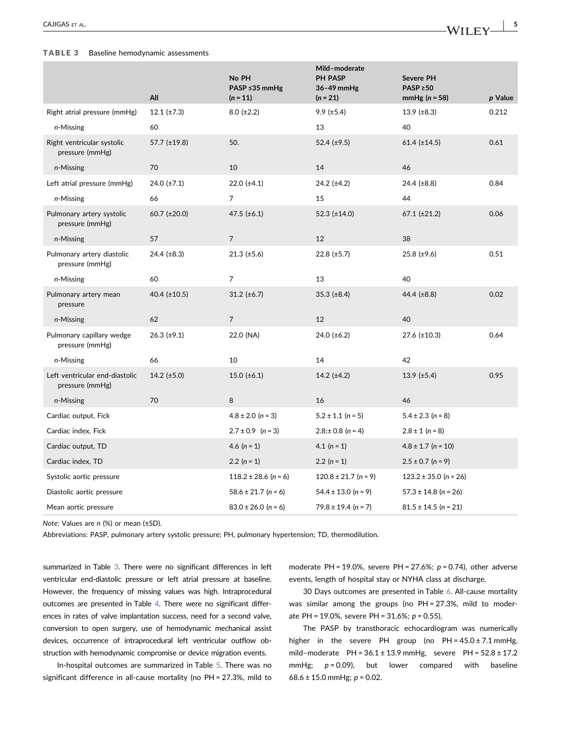**TABLE 3** Baseline hemodynamic assessments

| | All | No PH PASP ≤35 mmHg (*n* = 11) | Mild–moderate PH PASP 36–49 mmHg (*n* = 21) | Severe PH PASP ≥50 mmHg (*n* = 58) | *p* Value |
|---|---|---|---|---|---|
| Right atrial pressure (mmHg) | 12.1 (±7.3) | 8.0 (±2.2) | 9.9 (±5.4) | 13.9 (±8.3) | 0.212 |
| *n*-Missing | 60 | | 13 | 40 | |
| Right ventricular systolic pressure (mmHg) | 57.7 (±19.8) | 50. | 52.4 (±9.5) | 61.4 (±14.5) | 0.61 |
| *n*-Missing | 70 | 10 | 14 | 46 | |
| Left atrial pressure (mmHg) | 24.0 (±7.1) | 22.0 (±4.1) | 24.2 (±4.2) | 24.4 (±8.8) | 0.84 |
| *n*-Missing | 66 | 7 | 15 | 44 | |
| Pulmonary artery systolic pressure (mmHg) | 60.7 (±20.0) | 47.5 (±6.1) | 52.3 (±14.0) | 67.1 (±21.2) | 0.06 |
| *n*-Missing | 57 | 7 | 12 | 38 | |
| Pulmonary artery diastolic pressure (mmHg) | 24.4 (±8.3) | 21.3 (±5.6) | 22.8 (±5.7) | 25.8 (±9.6) | 0.51 |
| *n*-Missing | 60 | 7 | 13 | 40 | |
| Pulmonary artery mean pressure | 40.4 (±10.5) | 31.2 (±6.7) | 35.3 (±8.4) | 44.4 (±8.8) | 0.02 |
| *n*-Missing | 62 | 7 | 12 | 40 | |
| Pulmonary capillary wedge pressure (mmHg) | 26.3 (±9.1) | 22.0 (NA) | 24.0 (±6.2) | 27.6 (±10.3) | 0.64 |
| *n*-Missing | 66 | 10 | 14 | 42 | |
| Left ventricular end-diastolic pressure (mmHg) | 14.2 (±5.0) | 15.0 (±6.1) | 14.2 (±4.2) | 13.9 (±5.4) | 0.95 |
| *n*-Missing | 70 | 8 | 16 | 46 | |
| Cardiac output, Fick | | 4.8 ± 2.0 (*n* = 3) | 5.2 ± 1.1 (*n* = 5) | 5.4 ± 2.3 (*n* = 8) | |
| Cardiac index, Fick | | 2.7 ± 0.9 (*n* = 3) | 2.8;± 0.8 (*n* = 4) | 2.8 ± 1 (*n* = 8) | |
| Cardiac output, TD | | 4.6 (*n* = 1) | 4.1 (*n* = 1) | 4.8 ± 1.7 (*n* = 10) | |
| Cardiac index, TD | | 2.2 (*n* = 1) | 2.2 (*n* = 1) | 2.5 ± 0.7 (*n* = 9) | |
| Systolic aortic pressure | | 118.2 ± 28.6 (*n* = 6) | 120.8 ± 21.7 (*n* = 9) | 123.2 ± 35.0 (*n* = 26) | |
| Diastolic aortic pressure | | 58.6 ± 21.7 (*n* = 6) | 54.4 ± 13.0 (*n* = 9) | 57.3 ± 14.8 (*n* = 26) | |
| Mean aortic pressure | | 83.0 ± 26.0 (*n* = 6) | 79.8 ± 19.4 (*n* = 7) | 81.5 ± 14.5 (*n* = 21) | |

*Note*: Values are *n* (%) or mean (±SD).

Abbreviations: PASP, pulmonary artery systolic pressure; PH, pulmonary hypertension; TD, thermodilution.

summarized in Table 3. There were no significant differences in left ventricular end-diastolic pressure or left atrial pressure at baseline. However, the frequency of missing values was high. Intraprocedural outcomes are presented in Table 4. There were no significant differences in rates of valve implantation success, need for a second valve, conversion to open surgery, use of hemodynamic mechanical assist devices, occurrence of intraprocedural left ventricular outflow obstruction with hemodynamic compromise or device migration events.

In-hospital outcomes are summarized in Table 5. There was no significant difference in all-cause mortality (no PH = 27.3%, mild to moderate PH = 19.0%, severe PH = 27.6%; $p = 0.74$), other adverse events, length of hospital stay or NYHA class at discharge.

30 Days outcomes are presented in Table 6. All-cause mortality was similar among the groups (no PH = 27.3%, mild to moderate PH = 19.0%, severe PH = 31.6%; $p = 0.55$),

The PASP by transthoracic echocardiogram was numerically higher in the severe PH group (no PH = 45.0 ± 7.1 mmHg, mild–moderate PH = 36.1 ± 13.9 mmHg, severe PH = 52.8 ± 17.2 mmHg; $p = 0.09$), but lower compared with baseline 68.6 ± 15.0 mmHg; $p = 0.02$.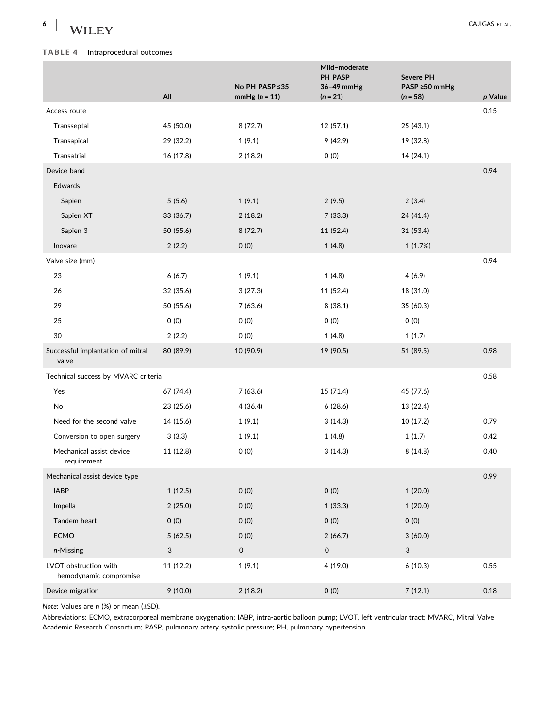**TABLE 4** Intraprocedural outcomes

| | All | No PH PASP ≤35 mmHg ($n$ = 11) | Mild–moderate PH PASP 36–49 mmHg ($n$ = 21) | Severe PH PASP ≥50 mmHg ($n$ = 58) | $p$ Value |
|---|---|---|---|---|---|
| Access route | | | | | 0.15 |
| Transseptal | 45 (50.0) | 8 (72.7) | 12 (57.1) | 25 (43.1) | |
| Transapical | 29 (32.2) | 1 (9.1) | 9 (42.9) | 19 (32.8) | |
| Transatrial | 16 (17.8) | 2 (18.2) | 0 (0) | 14 (24.1) | |
| Device band | | | | | 0.94 |
| Edwards | | | | | |
| Sapien | 5 (5.6) | 1 (9.1) | 2 (9.5) | 2 (3.4) | |
| Sapien XT | 33 (36.7) | 2 (18.2) | 7 (33.3) | 24 (41.4) | |
| Sapien 3 | 50 (55.6) | 8 (72.7) | 11 (52.4) | 31 (53.4) | |
| Inovare | 2 (2.2) | 0 (0) | 1 (4.8) | 1 (1.7%) | |
| Valve size (mm) | | | | | 0.94 |
| 23 | 6 (6.7) | 1 (9.1) | 1 (4.8) | 4 (6.9) | |
| 26 | 32 (35.6) | 3 (27.3) | 11 (52.4) | 18 (31.0) | |
| 29 | 50 (55.6) | 7 (63.6) | 8 (38.1) | 35 (60.3) | |
| 25 | 0 (0) | 0 (0) | 0 (0) | 0 (0) | |
| 30 | 2 (2.2) | 0 (0) | 1 (4.8) | 1 (1.7) | |
| Successful implantation of mitral valve | 80 (89.9) | 10 (90.9) | 19 (90.5) | 51 (89.5) | 0.98 |
| Technical success by MVARC criteria | | | | | 0.58 |
| Yes | 67 (74.4) | 7 (63.6) | 15 (71.4) | 45 (77.6) | |
| No | 23 (25.6) | 4 (36.4) | 6 (28.6) | 13 (22.4) | |
| Need for the second valve | 14 (15.6) | 1 (9.1) | 3 (14.3) | 10 (17.2) | 0.79 |
| Conversion to open surgery | 3 (3.3) | 1 (9.1) | 1 (4.8) | 1 (1.7) | 0.42 |
| Mechanical assist device requirement | 11 (12.8) | 0 (0) | 3 (14.3) | 8 (14.8) | 0.40 |
| Mechanical assist device type | | | | | 0.99 |
| IABP | 1 (12.5) | 0 (0) | 0 (0) | 1 (20.0) | |
| Impella | 2 (25.0) | 0 (0) | 1 (33.3) | 1 (20.0) | |
| Tandem heart | 0 (0) | 0 (0) | 0 (0) | 0 (0) | |
| ECMO | 5 (62.5) | 0 (0) | 2 (66.7) | 3 (60.0) | |
| *n*-Missing | 3 | 0 | 0 | 3 | |
| LVOT obstruction with hemodynamic compromise | 11 (12.2) | 1 (9.1) | 4 (19.0) | 6 (10.3) | 0.55 |
| Device migration | 9 (10.0) | 2 (18.2) | 0 (0) | 7 (12.1) | 0.18 |

*Note*: Values are *n* (%) or mean (±SD).

Abbreviations: ECMO, extracorporeal membrane oxygenation; IABP, intra-aortic balloon pump; LVOT, left ventricular tract; MVARC, Mitral Valve Academic Research Consortium; PASP, pulmonary artery systolic pressure; PH, pulmonary hypertension.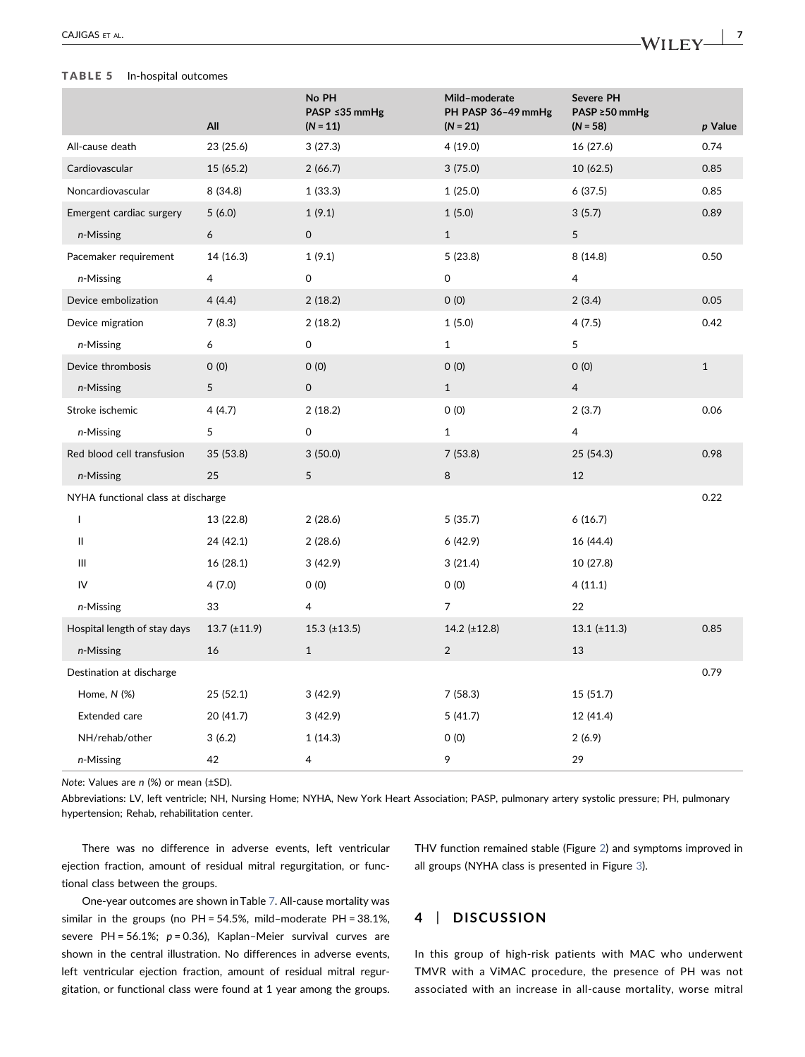**TABLE 5** In-hospital outcomes

| | All | No PH PASP ≤35 mmHg (N = 11) | Mild–moderate PH PASP 36–49 mmHg (N = 21) | Severe PH PASP ≥50 mmHg (N = 58) | p Value |
|---|---|---|---|---|---|
| All-cause death | 23 (25.6) | 3 (27.3) | 4 (19.0) | 16 (27.6) | 0.74 |
| Cardiovascular | 15 (65.2) | 2 (66.7) | 3 (75.0) | 10 (62.5) | 0.85 |
| Noncardiovascular | 8 (34.8) | 1 (33.3) | 1 (25.0) | 6 (37.5) | 0.85 |
| Emergent cardiac surgery | 5 (6.0) | 1 (9.1) | 1 (5.0) | 3 (5.7) | 0.89 |
| *n*-Missing | 6 | 0 | 1 | 5 | |
| Pacemaker requirement | 14 (16.3) | 1 (9.1) | 5 (23.8) | 8 (14.8) | 0.50 |
| *n*-Missing | 4 | 0 | 0 | 4 | |
| Device embolization | 4 (4.4) | 2 (18.2) | 0 (0) | 2 (3.4) | 0.05 |
| Device migration | 7 (8.3) | 2 (18.2) | 1 (5.0) | 4 (7.5) | 0.42 |
| *n*-Missing | 6 | 0 | 1 | 5 | |
| Device thrombosis | 0 (0) | 0 (0) | 0 (0) | 0 (0) | 1 |
| *n*-Missing | 5 | 0 | 1 | 4 | |
| Stroke ischemic | 4 (4.7) | 2 (18.2) | 0 (0) | 2 (3.7) | 0.06 |
| *n*-Missing | 5 | 0 | 1 | 4 | |
| Red blood cell transfusion | 35 (53.8) | 3 (50.0) | 7 (53.8) | 25 (54.3) | 0.98 |
| *n*-Missing | 25 | 5 | 8 | 12 | |
| NYHA functional class at discharge | | | | | 0.22 |
| I | 13 (22.8) | 2 (28.6) | 5 (35.7) | 6 (16.7) | |
| II | 24 (42.1) | 2 (28.6) | 6 (42.9) | 16 (44.4) | |
| III | 16 (28.1) | 3 (42.9) | 3 (21.4) | 10 (27.8) | |
| IV | 4 (7.0) | 0 (0) | 0 (0) | 4 (11.1) | |
| *n*-Missing | 33 | 4 | 7 | 22 | |
| Hospital length of stay days | 13.7 (±11.9) | 15.3 (±13.5) | 14.2 (±12.8) | 13.1 (±11.3) | 0.85 |
| *n*-Missing | 16 | 1 | 2 | 13 | |
| Destination at discharge | | | | | 0.79 |
| Home, N (%) | 25 (52.1) | 3 (42.9) | 7 (58.3) | 15 (51.7) | |
| Extended care | 20 (41.7) | 3 (42.9) | 5 (41.7) | 12 (41.4) | |
| NH/rehab/other | 3 (6.2) | 1 (14.3) | 0 (0) | 2 (6.9) | |
| *n*-Missing | 42 | 4 | 9 | 29 | |

*Note*: Values are n (%) or mean (±SD).

Abbreviations: LV, left ventricle; NH, Nursing Home; NYHA, New York Heart Association; PASP, pulmonary artery systolic pressure; PH, pulmonary hypertension; Rehab, rehabilitation center.

There was no difference in adverse events, left ventricular ejection fraction, amount of residual mitral regurgitation, or functional class between the groups.

One-year outcomes are shown in Table 7. All-cause mortality was similar in the groups (no PH = 54.5%, mild–moderate PH = 38.1%, severe PH = 56.1%; $p = 0.36$), Kaplan–Meier survival curves are shown in the central illustration. No differences in adverse events, left ventricular ejection fraction, amount of residual mitral regurgitation, or functional class were found at 1 year among the groups. THV function remained stable (Figure 2) and symptoms improved in all groups (NYHA class is presented in Figure 3).

## 4 | DISCUSSION

In this group of high-risk patients with MAC who underwent TMVR with a ViMAC procedure, the presence of PH was not associated with an increase in all-cause mortality, worse mitral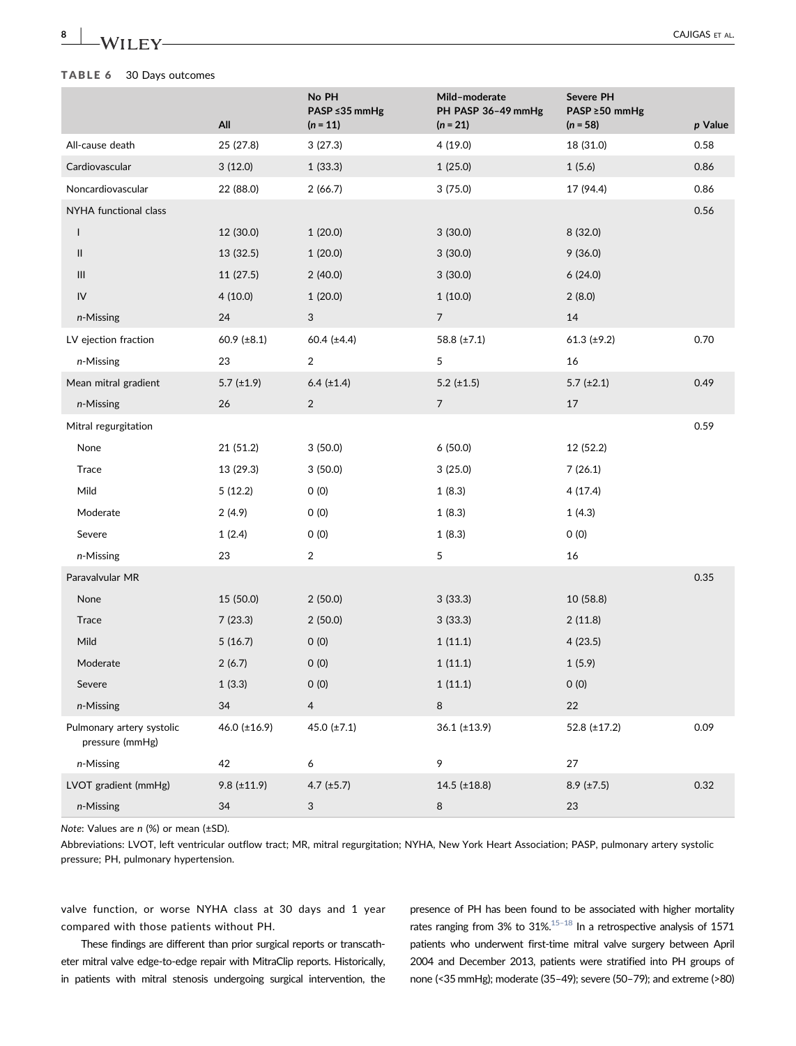**TABLE 6** 30 Days outcomes

| | All | No PH PASP ≤35 mmHg (n = 11) | Mild–moderate PH PASP 36–49 mmHg (n = 21) | Severe PH PASP ≥50 mmHg (n = 58) | p Value |
|---|---|---|---|---|---|
| All-cause death | 25 (27.8) | 3 (27.3) | 4 (19.0) | 18 (31.0) | 0.58 |
| Cardiovascular | 3 (12.0) | 1 (33.3) | 1 (25.0) | 1 (5.6) | 0.86 |
| Noncardiovascular | 22 (88.0) | 2 (66.7) | 3 (75.0) | 17 (94.4) | 0.86 |
| NYHA functional class | | | | | 0.56 |
| I | 12 (30.0) | 1 (20.0) | 3 (30.0) | 8 (32.0) | |
| II | 13 (32.5) | 1 (20.0) | 3 (30.0) | 9 (36.0) | |
| III | 11 (27.5) | 2 (40.0) | 3 (30.0) | 6 (24.0) | |
| IV | 4 (10.0) | 1 (20.0) | 1 (10.0) | 2 (8.0) | |
| *n*-Missing | 24 | 3 | 7 | 14 | |
| LV ejection fraction | 60.9 (±8.1) | 60.4 (±4.4) | 58.8 (±7.1) | 61.3 (±9.2) | 0.70 |
| *n*-Missing | 23 | 2 | 5 | 16 | |
| Mean mitral gradient | 5.7 (±1.9) | 6.4 (±1.4) | 5.2 (±1.5) | 5.7 (±2.1) | 0.49 |
| *n*-Missing | 26 | 2 | 7 | 17 | |
| Mitral regurgitation | | | | | 0.59 |
| None | 21 (51.2) | 3 (50.0) | 6 (50.0) | 12 (52.2) | |
| Trace | 13 (29.3) | 3 (50.0) | 3 (25.0) | 7 (26.1) | |
| Mild | 5 (12.2) | 0 (0) | 1 (8.3) | 4 (17.4) | |
| Moderate | 2 (4.9) | 0 (0) | 1 (8.3) | 1 (4.3) | |
| Severe | 1 (2.4) | 0 (0) | 1 (8.3) | 0 (0) | |
| *n*-Missing | 23 | 2 | 5 | 16 | |
| Paravalvular MR | | | | | 0.35 |
| None | 15 (50.0) | 2 (50.0) | 3 (33.3) | 10 (58.8) | |
| Trace | 7 (23.3) | 2 (50.0) | 3 (33.3) | 2 (11.8) | |
| Mild | 5 (16.7) | 0 (0) | 1 (11.1) | 4 (23.5) | |
| Moderate | 2 (6.7) | 0 (0) | 1 (11.1) | 1 (5.9) | |
| Severe | 1 (3.3) | 0 (0) | 1 (11.1) | 0 (0) | |
| *n*-Missing | 34 | 4 | 8 | 22 | |
| Pulmonary artery systolic pressure (mmHg) | 46.0 (±16.9) | 45.0 (±7.1) | 36.1 (±13.9) | 52.8 (±17.2) | 0.09 |
| *n*-Missing | 42 | 6 | 9 | 27 | |
| LVOT gradient (mmHg) | 9.8 (±11.9) | 4.7 (±5.7) | 14.5 (±18.8) | 8.9 (±7.5) | 0.32 |
| *n*-Missing | 34 | 3 | 8 | 23 | |

*Note*: Values are *n* (%) or mean (±SD).

Abbreviations: LVOT, left ventricular outflow tract; MR, mitral regurgitation; NYHA, New York Heart Association; PASP, pulmonary artery systolic pressure; PH, pulmonary hypertension.

valve function, or worse NYHA class at 30 days and 1 year compared with those patients without PH.

These findings are different than prior surgical reports or transcatheter mitral valve edge-to-edge repair with MitraClip reports. Historically, in patients with mitral stenosis undergoing surgical intervention, the presence of PH has been found to be associated with higher mortality rates ranging from 3% to 31%.[15–18] In a retrospective analysis of 1571 patients who underwent first-time mitral valve surgery between April 2004 and December 2013, patients were stratified into PH groups of none (<35 mmHg); moderate (35–49); severe (50–79); and extreme (>80)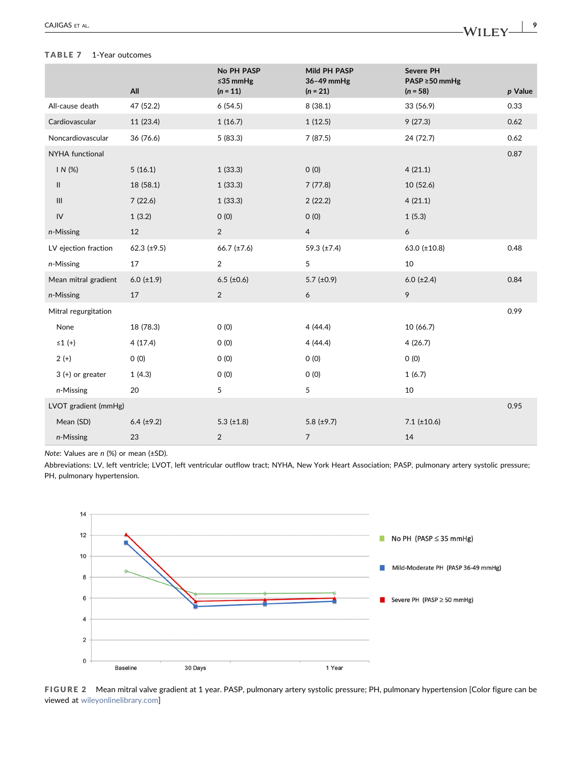**TABLE 7** 1-Year outcomes

| | All | No PH PASP ≤35 mmHg (*n* = 11) | Mild PH PASP 36–49 mmHg (*n* = 21) | Severe PH PASP ≥50 mmHg (*n* = 58) | *p* Value |
|---|---|---|---|---|---|
| All-cause death | 47 (52.2) | 6 (54.5) | 8 (38.1) | 33 (56.9) | 0.33 |
| Cardiovascular | 11 (23.4) | 1 (16.7) | 1 (12.5) | 9 (27.3) | 0.62 |
| Noncardiovascular | 36 (76.6) | 5 (83.3) | 7 (87.5) | 24 (72.7) | 0.62 |
| NYHA functional | | | | | 0.87 |
| I *N* (%) | 5 (16.1) | 1 (33.3) | 0 (0) | 4 (21.1) | |
| II | 18 (58.1) | 1 (33.3) | 7 (77.8) | 10 (52.6) | |
| III | 7 (22.6) | 1 (33.3) | 2 (22.2) | 4 (21.1) | |
| IV | 1 (3.2) | 0 (0) | 0 (0) | 1 (5.3) | |
| *n*-Missing | 12 | 2 | 4 | 6 | |
| LV ejection fraction | 62.3 (±9.5) | 66.7 (±7.6) | 59.3 (±7.4) | 63.0 (±10.8) | 0.48 |
| *n*-Missing | 17 | 2 | 5 | 10 | |
| Mean mitral gradient | 6.0 (±1.9) | 6.5 (±0.6) | 5.7 (±0.9) | 6.0 (±2.4) | 0.84 |
| *n*-Missing | 17 | 2 | 6 | 9 | |
| Mitral regurgitation | | | | | 0.99 |
| None | 18 (78.3) | 0 (0) | 4 (44.4) | 10 (66.7) | |
| ≤1 (+) | 4 (17.4) | 0 (0) | 4 (44.4) | 4 (26.7) | |
| 2 (+) | 0 (0) | 0 (0) | 0 (0) | 0 (0) | |
| 3 (+) or greater | 1 (4.3) | 0 (0) | 0 (0) | 1 (6.7) | |
| *n*-Missing | 20 | 5 | 5 | 10 | |
| LVOT gradient (mmHg) | | | | | 0.95 |
| Mean (SD) | 6.4 (±9.2) | 5.3 (±1.8) | 5.8 (±9.7) | 7.1 (±10.6) | |
| *n*-Missing | 23 | 2 | 7 | 14 | |

*Note*: Values are *n* (%) or mean (±SD).

Abbreviations: LV, left ventricle; LVOT, left ventricular outflow tract; NYHA, New York Heart Association; PASP, pulmonary artery systolic pressure; PH, pulmonary hypertension.

**FIGURE 2** Mean mitral valve gradient at 1 year. PASP, pulmonary artery systolic pressure; PH, pulmonary hypertension [Color figure can be viewed at wileyonlinelibrary.com]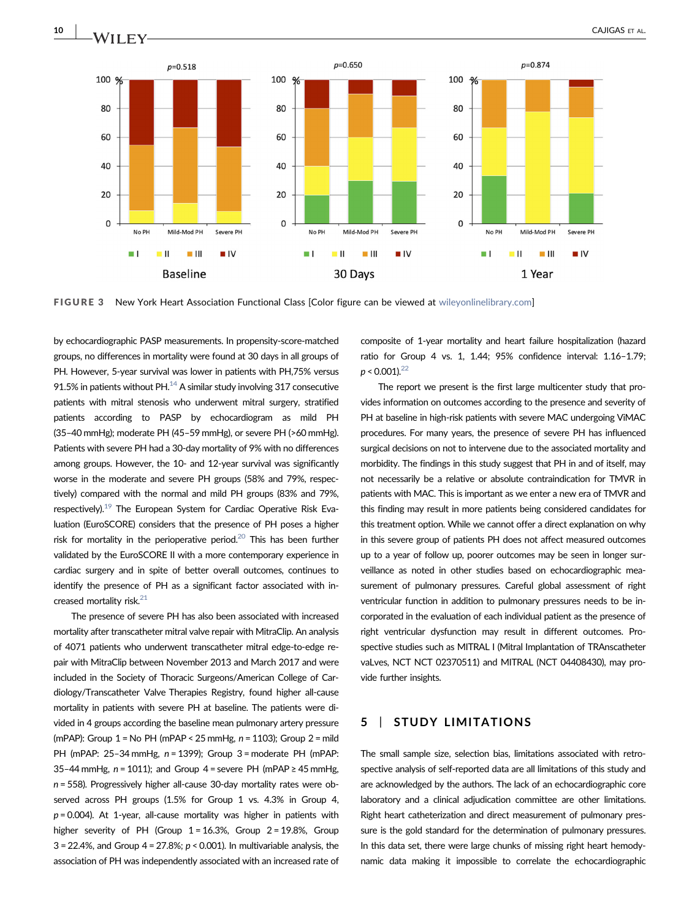FIGURE 3 New York Heart Association Functional Class [Color figure can be viewed at wileyonlinelibrary.com]

by echocardiographic PASP measurements. In propensity-score-matched groups, no differences in mortality were found at 30 days in all groups of PH. However, 5-year survival was lower in patients with PH,75% versus 91.5% in patients without PH.[14] A similar study involving 317 consecutive patients with mitral stenosis who underwent mitral surgery, stratified patients according to PASP by echocardiogram as mild PH (35–40 mmHg); moderate PH (45–59 mmHg), or severe PH (>60 mmHg). Patients with severe PH had a 30-day mortality of 9% with no differences among groups. However, the 10- and 12-year survival was significantly worse in the moderate and severe PH groups (58% and 79%, respectively) compared with the normal and mild PH groups (83% and 79%, respectively).[19] The European System for Cardiac Operative Risk Evaluation (EuroSCORE) considers that the presence of PH poses a higher risk for mortality in the perioperative period.[20] This has been further validated by the EuroSCORE II with a more contemporary experience in cardiac surgery and in spite of better overall outcomes, continues to identify the presence of PH as a significant factor associated with increased mortality risk.[21]

The presence of severe PH has also been associated with increased mortality after transcatheter mitral valve repair with MitraClip. An analysis of 4071 patients who underwent transcatheter mitral edge-to-edge repair with MitraClip between November 2013 and March 2017 and were included in the Society of Thoracic Surgeons/American College of Cardiology/Transcatheter Valve Therapies Registry, found higher all-cause mortality in patients with severe PH at baseline. The patients were divided in 4 groups according the baseline mean pulmonary artery pressure (mPAP): Group 1 = No PH (mPAP < 25 mmHg, $n = 1103$); Group 2 = mild PH (mPAP: 25–34 mmHg, $n = 1399$); Group 3 = moderate PH (mPAP: 35–44 mmHg, $n = 1011$); and Group 4 = severe PH (mPAP ≥ 45 mmHg, $n = 558$). Progressively higher all-cause 30-day mortality rates were observed across PH groups (1.5% for Group 1 vs. 4.3% in Group 4, $p = 0.004$). At 1-year, all-cause mortality was higher in patients with higher severity of PH (Group 1 = 16.3%, Group 2 = 19.8%, Group 3 = 22.4%, and Group 4 = 27.8%; $p < 0.001$). In multivariable analysis, the association of PH was independently associated with an increased rate of composite of 1-year mortality and heart failure hospitalization (hazard ratio for Group 4 vs. 1, 1.44; 95% confidence interval: 1.16–1.79; $p < 0.001$).[22]

The report we present is the first large multicenter study that provides information on outcomes according to the presence and severity of PH at baseline in high-risk patients with severe MAC undergoing ViMAC procedures. For many years, the presence of severe PH has influenced surgical decisions on not to intervene due to the associated mortality and morbidity. The findings in this study suggest that PH in and of itself, may not necessarily be a relative or absolute contraindication for TMVR in patients with MAC. This is important as we enter a new era of TMVR and this finding may result in more patients being considered candidates for this treatment option. While we cannot offer a direct explanation on why in this severe group of patients PH does not affect measured outcomes up to a year of follow up, poorer outcomes may be seen in longer surveillance as noted in other studies based on echocardiographic measurement of pulmonary pressures. Careful global assessment of right ventricular function in addition to pulmonary pressures needs to be incorporated in the evaluation of each individual patient as the presence of right ventricular dysfunction may result in different outcomes. Prospective studies such as MITRAL I (Mitral Implantation of TRAnscatheter vaLves, NCT NCT 02370511) and MITRAL (NCT 04408430), may provide further insights.

## 5 | STUDY LIMITATIONS

The small sample size, selection bias, limitations associated with retrospective analysis of self-reported data are all limitations of this study and are acknowledged by the authors. The lack of an echocardiographic core laboratory and a clinical adjudication committee are other limitations. Right heart catheterization and direct measurement of pulmonary pressure is the gold standard for the determination of pulmonary pressures. In this data set, there were large chunks of missing right heart hemodynamic data making it impossible to correlate the echocardiographic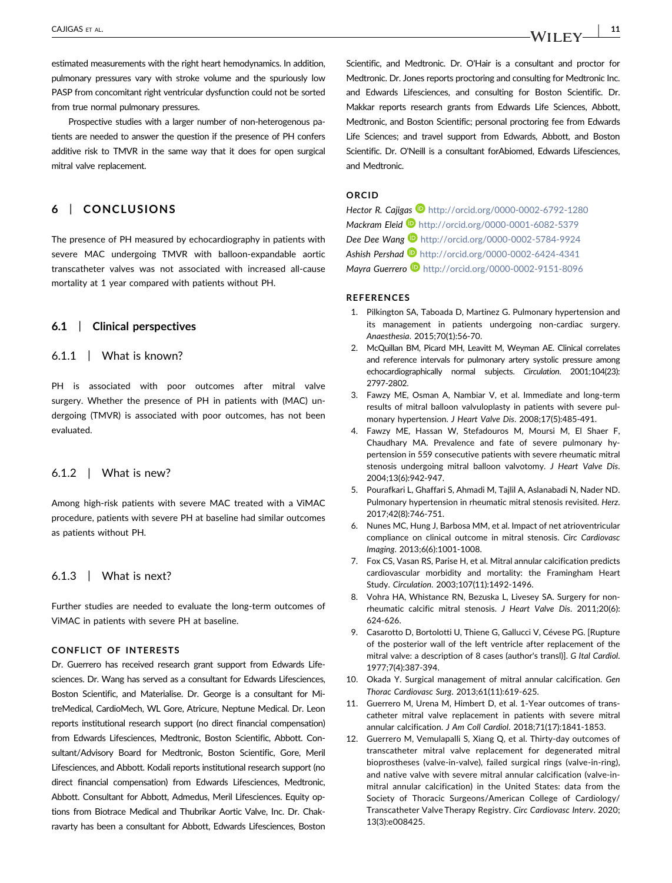estimated measurements with the right heart hemodynamics. In addition, pulmonary pressures vary with stroke volume and the spuriously low PASP from concomitant right ventricular dysfunction could not be sorted from true normal pulmonary pressures.

Prospective studies with a larger number of non-heterogenous patients are needed to answer the question if the presence of PH confers additive risk to TMVR in the same way that it does for open surgical mitral valve replacement.

## 6 | CONCLUSIONS

The presence of PH measured by echocardiography in patients with severe MAC undergoing TMVR with balloon-expandable aortic transcatheter valves was not associated with increased all-cause mortality at 1 year compared with patients without PH.

### 6.1 | Clinical perspectives

#### 6.1.1 | What is known?

PH is associated with poor outcomes after mitral valve surgery. Whether the presence of PH in patients with (MAC) undergoing (TMVR) is associated with poor outcomes, has not been evaluated.

#### 6.1.2 | What is new?

Among high-risk patients with severe MAC treated with a ViMAC procedure, patients with severe PH at baseline had similar outcomes as patients without PH.

#### 6.1.3 | What is next?

Further studies are needed to evaluate the long-term outcomes of ViMAC in patients with severe PH at baseline.

## CONFLICT OF INTERESTS

Dr. Guerrero has received research grant support from Edwards Lifesciences. Dr. Wang has served as a consultant for Edwards Lifesciences, Boston Scientific, and Materialise. Dr. George is a consultant for MitreMedical, CardioMech, WL Gore, Atricure, Neptune Medical. Dr. Leon reports institutional research support (no direct financial compensation) from Edwards Lifesciences, Medtronic, Boston Scientific, Abbott. Consultant/Advisory Board for Medtronic, Boston Scientific, Gore, Meril Lifesciences, and Abbott. Kodali reports institutional research support (no direct financial compensation) from Edwards Lifesciences, Medtronic, Abbott. Consultant for Abbott, Admedus, Meril Lifesciences. Equity options from Biotrace Medical and Thubrikar Aortic Valve, Inc. Dr. Chakravarty has been a consultant for Abbott, Edwards Lifesciences, Boston Scientific, and Medtronic. Dr. O'Hair is a consultant and proctor for Medtronic. Dr. Jones reports proctoring and consulting for Medtronic Inc. and Edwards Lifesciences, and consulting for Boston Scientific. Dr. Makkar reports research grants from Edwards Life Sciences, Abbott, Medtronic, and Boston Scientific; personal proctoring fee from Edwards Life Sciences; and travel support from Edwards, Abbott, and Boston Scientific. Dr. O'Neill is a consultant forAbiomed, Edwards Lifesciences, and Medtronic.

## ORCID

*Hector R. Cajigas* http://orcid.org/0000-0002-6792-1280
*Mackram Eleid* http://orcid.org/0000-0001-6082-5379
*Dee Dee Wang* http://orcid.org/0000-0002-5784-9924
*Ashish Pershad* http://orcid.org/0000-0002-6424-4341
*Mayra Guerrero* http://orcid.org/0000-0002-9151-8096

## REFERENCES

1. Pilkington SA, Taboada D, Martinez G. Pulmonary hypertension and its management in patients undergoing non-cardiac surgery. *Anaesthesia*. 2015;70(1):56-70.
2. McQuillan BM, Picard MH, Leavitt M, Weyman AE. Clinical correlates and reference intervals for pulmonary artery systolic pressure among echocardiographically normal subjects. *Circulation*. 2001;104(23):2797-2802.
3. Fawzy ME, Osman A, Nambiar V, et al. Immediate and long-term results of mitral balloon valvuloplasty in patients with severe pulmonary hypertension. *J Heart Valve Dis*. 2008;17(5):485-491.
4. Fawzy ME, Hassan W, Stefadouros M, Moursi M, El Shaer F, Chaudhary MA. Prevalence and fate of severe pulmonary hypertension in 559 consecutive patients with severe rheumatic mitral stenosis undergoing mitral balloon valvotomy. *J Heart Valve Dis*. 2004;13(6):942-947.
5. Pourafkari L, Ghaffari S, Ahmadi M, Tajlil A, Aslanabadi N, Nader ND. Pulmonary hypertension in rheumatic mitral stenosis revisited. *Herz*. 2017;42(8):746-751.
6. Nunes MC, Hung J, Barbosa MM, et al. Impact of net atrioventricular compliance on clinical outcome in mitral stenosis. *Circ Cardiovasc Imaging*. 2013;6(6):1001-1008.
7. Fox CS, Vasan RS, Parise H, et al. Mitral annular calcification predicts cardiovascular morbidity and mortality: the Framingham Heart Study. *Circulation*. 2003;107(11):1492-1496.
8. Vohra HA, Whistance RN, Bezuska L, Livesey SA. Surgery for non-rheumatic calcific mitral stenosis. *J Heart Valve Dis*. 2011;20(6):624-626.
9. Casarotto D, Bortolotti U, Thiene G, Gallucci V, Cévese PG. [Rupture of the posterior wall of the left ventricle after replacement of the mitral valve: a description of 8 cases (author's transl)]. *G Ital Cardiol*. 1977;7(4):387-394.
10. Okada Y. Surgical management of mitral annular calcification. *Gen Thorac Cardiovasc Surg*. 2013;61(11):619-625.
11. Guerrero M, Urena M, Himbert D, et al. 1-Year outcomes of transcatheter mitral valve replacement in patients with severe mitral annular calcification. *J Am Coll Cardiol*. 2018;71(17):1841-1853.
12. Guerrero M, Vemulapalli S, Xiang Q, et al. Thirty-day outcomes of transcatheter mitral valve replacement for degenerated mitral bioprostheses (valve-in-valve), failed surgical rings (valve-in-ring), and native valve with severe mitral annular calcification (valve-in-mitral annular calcification) in the United States: data from the Society of Thoracic Surgeons/American College of Cardiology/Transcatheter Valve Therapy Registry. *Circ Cardiovasc Interv*. 2020;13(3):e008425.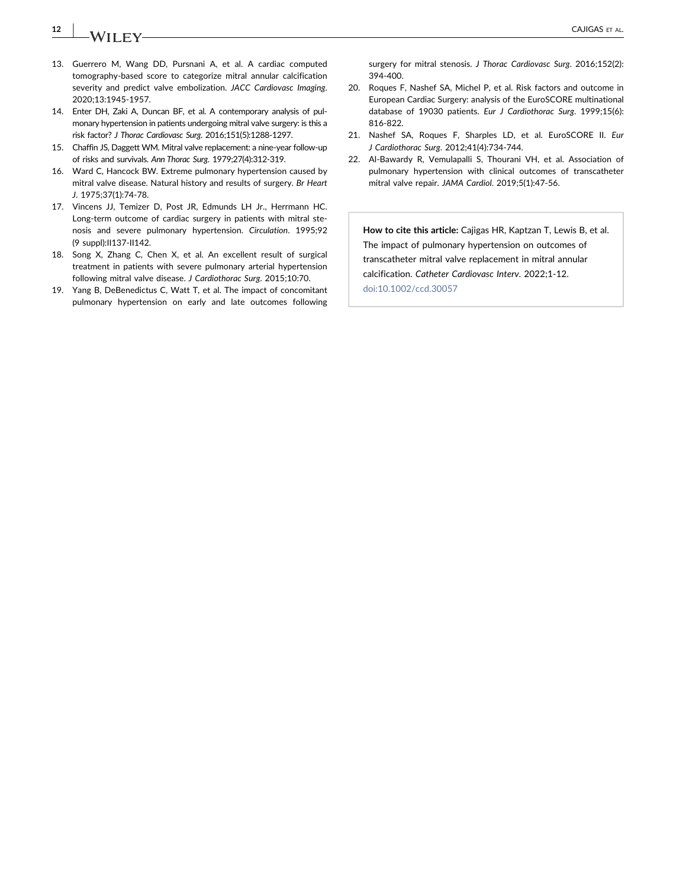13. Guerrero M, Wang DD, Pursnani A, et al. A cardiac computed tomography-based score to categorize mitral annular calcification severity and predict valve embolization. *JACC Cardiovasc Imaging*. 2020;13:1945-1957.
14. Enter DH, Zaki A, Duncan BF, et al. A contemporary analysis of pulmonary hypertension in patients undergoing mitral valve surgery: is this a risk factor? *J Thorac Cardiovasc Surg*. 2016;151(5):1288-1297.
15. Chaffin JS, Daggett WM. Mitral valve replacement: a nine-year follow-up of risks and survivals. *Ann Thorac Surg*. 1979;27(4):312-319.
16. Ward C, Hancock BW. Extreme pulmonary hypertension caused by mitral valve disease. Natural history and results of surgery. *Br Heart J*. 1975;37(1):74-78.
17. Vincens JJ, Temizer D, Post JR, Edmunds LH Jr., Herrmann HC. Long-term outcome of cardiac surgery in patients with mitral stenosis and severe pulmonary hypertension. *Circulation*. 1995;92(9 suppl):II137-II142.
18. Song X, Zhang C, Chen X, et al. An excellent result of surgical treatment in patients with severe pulmonary arterial hypertension following mitral valve disease. *J Cardiothorac Surg*. 2015;10:70.
19. Yang B, DeBenedictus C, Watt T, et al. The impact of concomitant pulmonary hypertension on early and late outcomes following surgery for mitral stenosis. *J Thorac Cardiovasc Surg*. 2016;152(2):394-400.
20. Roques F, Nashef SA, Michel P, et al. Risk factors and outcome in European Cardiac Surgery: analysis of the EuroSCORE multinational database of 19030 patients. *Eur J Cardiothorac Surg*. 1999;15(6):816-822.
21. Nashef SA, Roques F, Sharples LD, et al. EuroSCORE II. *Eur J Cardiothorac Surg*. 2012;41(4):734-744.
22. Al-Bawardy R, Vemulapalli S, Thourani VH, et al. Association of pulmonary hypertension with clinical outcomes of transcatheter mitral valve repair. *JAMA Cardiol*. 2019;5(1):47-56.

**How to cite this article:** Cajigas HR, Kaptzan T, Lewis B, et al. The impact of pulmonary hypertension on outcomes of transcatheter mitral valve replacement in mitral annular calcification. *Catheter Cardiovasc Interv*. 2022;1-12. doi:10.1002/ccd.30057